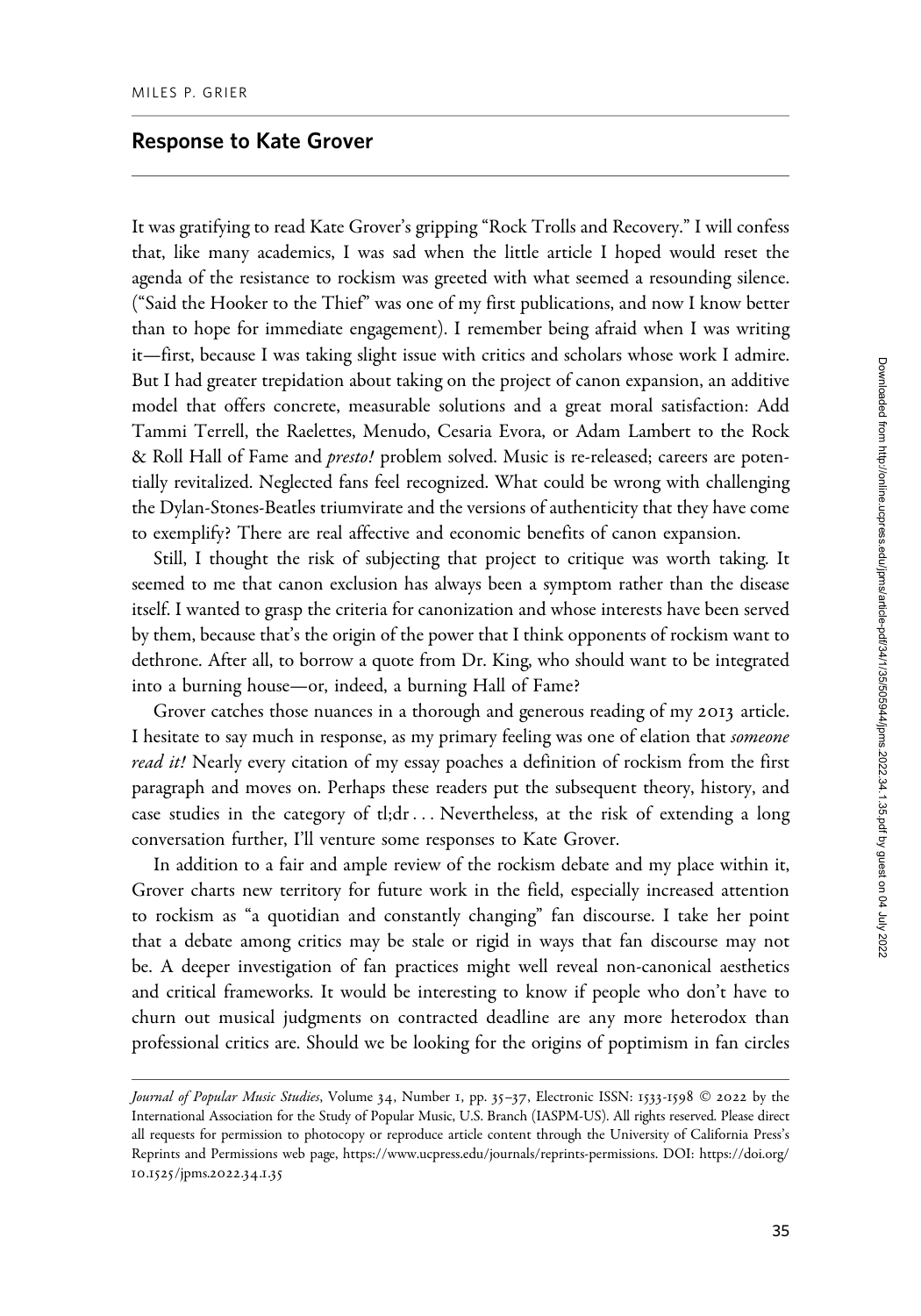MILES P. GRIER

## Response to Kate Grover

It was gratifying to read Kate Grover's gripping "Rock Trolls and Recovery." I will confess that, like many academics, I was sad when the little article I hoped would reset the agenda of the resistance to rockism was greeted with what seemed a resounding silence. ("Said the Hooker to the Thief" was one of my first publications, and now I know better than to hope for immediate engagement). I remember being afraid when I was writing it—first, because I was taking slight issue with critics and scholars whose work I admire. But I had greater trepidation about taking on the project of canon expansion, an additive model that offers concrete, measurable solutions and a great moral satisfaction: Add Tammi Terrell, the Raelettes, Menudo, Cesaria Evora, or Adam Lambert to the Rock & Roll Hall of Fame and *presto!* problem solved. Music is re-released; careers are potentially revitalized. Neglected fans feel recognized. What could be wrong with challenging the Dylan-Stones-Beatles triumvirate and the versions of authenticity that they have come to exemplify? There are real affective and economic benefits of canon expansion.

Still, I thought the risk of subjecting that project to critique was worth taking. It seemed to me that canon exclusion has always been a symptom rather than the disease itself. I wanted to grasp the criteria for canonization and whose interests have been served by them, because that's the origin of the power that I think opponents of rockism want to dethrone. After all, to borrow a quote from Dr. King, who should want to be integrated into a burning house—or, indeed, a burning Hall of Fame?

Grover catches those nuances in a thorough and generous reading of my 2013 article. I hesitate to say much in response, as my primary feeling was one of elation that *someone read it!* Nearly every citation of my essay poaches a definition of rockism from the first paragraph and moves on. Perhaps these readers put the subsequent theory, history, and case studies in the category of tl;dr . . . Nevertheless, at the risk of extending a long conversation further, I'll venture some responses to Kate Grover.

In addition to a fair and ample review of the rockism debate and my place within it, Grover charts new territory for future work in the field, especially increased attention to rockism as "a quotidian and constantly changing" fan discourse. I take her point that a debate among critics may be stale or rigid in ways that fan discourse may not be. A deeper investigation of fan practices might well reveal non-canonical aesthetics and critical frameworks. It would be interesting to know if people who don't have to churn out musical judgments on contracted deadline are any more heterodox than professional critics are. Should we be looking for the origins of poptimism in fan circles

*Journal of Popular Music Studies*, Volume 34, Number 1, pp. 35–37, Electronic ISSN: 1533-1598 © 2022 by the International Association for the Study of Popular Music, U.S. Branch (IASPM-US). All rights reserved. Please direct all requests for permission to photocopy or reproduce article content through the University of California Press's Reprints and Permissions web page, https://www.ucpress.edu/journals/reprints-permissions. DOI: https://doi.org/10.1525/jpms.2022.34.1.35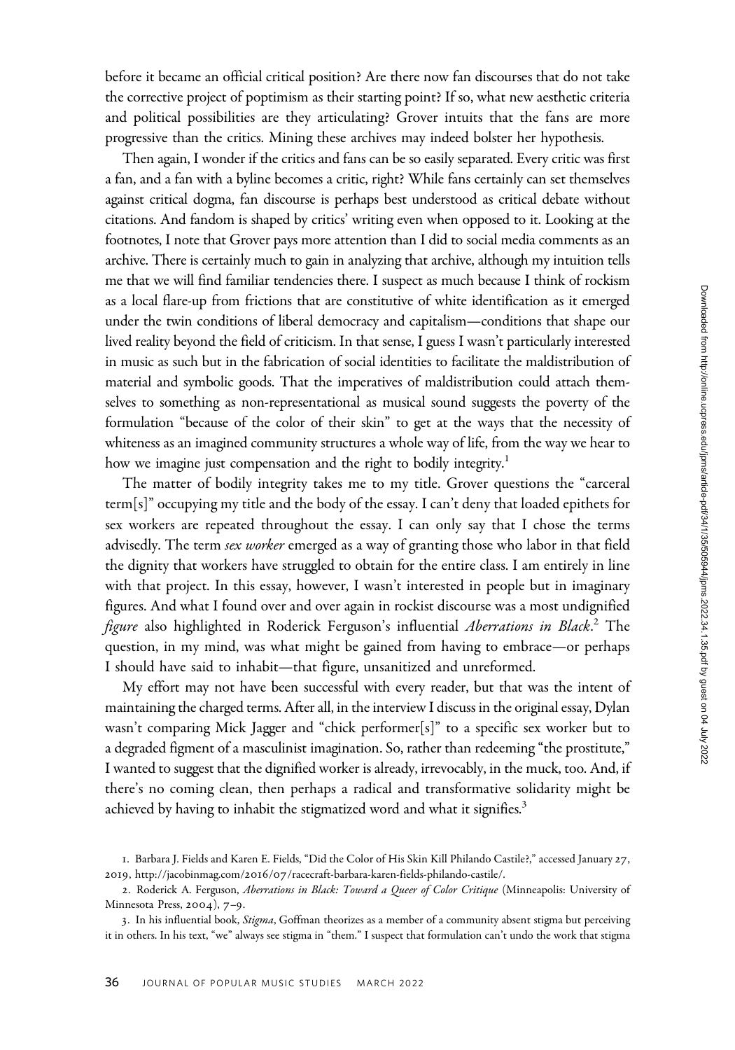before it became an official critical position? Are there now fan discourses that do not take the corrective project of poptimism as their starting point? If so, what new aesthetic criteria and political possibilities are they articulating? Grover intuits that the fans are more progressive than the critics. Mining these archives may indeed bolster her hypothesis.

Then again, I wonder if the critics and fans can be so easily separated. Every critic was first a fan, and a fan with a byline becomes a critic, right? While fans certainly can set themselves against critical dogma, fan discourse is perhaps best understood as critical debate without citations. And fandom is shaped by critics' writing even when opposed to it. Looking at the footnotes, I note that Grover pays more attention than I did to social media comments as an archive. There is certainly much to gain in analyzing that archive, although my intuition tells me that we will find familiar tendencies there. I suspect as much because I think of rockism as a local flare-up from frictions that are constitutive of white identification as it emerged under the twin conditions of liberal democracy and capitalism—conditions that shape our lived reality beyond the field of criticism. In that sense, I guess I wasn't particularly interested in music as such but in the fabrication of social identities to facilitate the maldistribution of material and symbolic goods. That the imperatives of maldistribution could attach themselves to something as non-representational as musical sound suggests the poverty of the formulation "because of the color of their skin" to get at the ways that the necessity of whiteness as an imagined community structures a whole way of life, from the way we hear to how we imagine just compensation and the right to bodily integrity.[1]

The matter of bodily integrity takes me to my title. Grover questions the "carceral term[s]" occupying my title and the body of the essay. I can't deny that loaded epithets for sex workers are repeated throughout the essay. I can only say that I chose the terms advisedly. The term *sex worker* emerged as a way of granting those who labor in that field the dignity that workers have struggled to obtain for the entire class. I am entirely in line with that project. In this essay, however, I wasn't interested in people but in imaginary figures. And what I found over and over again in rockist discourse was a most undignified *figure* also highlighted in Roderick Ferguson's influential *Aberrations in Black*.[2] The question, in my mind, was what might be gained from having to embrace—or perhaps I should have said to inhabit—that figure, unsanitized and unreformed.

My effort may not have been successful with every reader, but that was the intent of maintaining the charged terms. After all, in the interview I discuss in the original essay, Dylan wasn't comparing Mick Jagger and "chick performer[s]" to a specific sex worker but to a degraded figment of a masculinist imagination. So, rather than redeeming "the prostitute," I wanted to suggest that the dignified worker is already, irrevocably, in the muck, too. And, if there's no coming clean, then perhaps a radical and transformative solidarity might be achieved by having to inhabit the stigmatized word and what it signifies.[3]

1. Barbara J. Fields and Karen E. Fields, "Did the Color of His Skin Kill Philando Castile?," accessed January 27, 2019, http://jacobinmag.com/2016/07/racecraft-barbara-karen-fields-philando-castile/.

2. Roderick A. Ferguson, *Aberrations in Black: Toward a Queer of Color Critique* (Minneapolis: University of Minnesota Press, 2004), 7–9.

3. In his influential book, *Stigma*, Goffman theorizes as a member of a community absent stigma but perceiving it in others. In his text, "we" always see stigma in "them." I suspect that formulation can't undo the work that stigma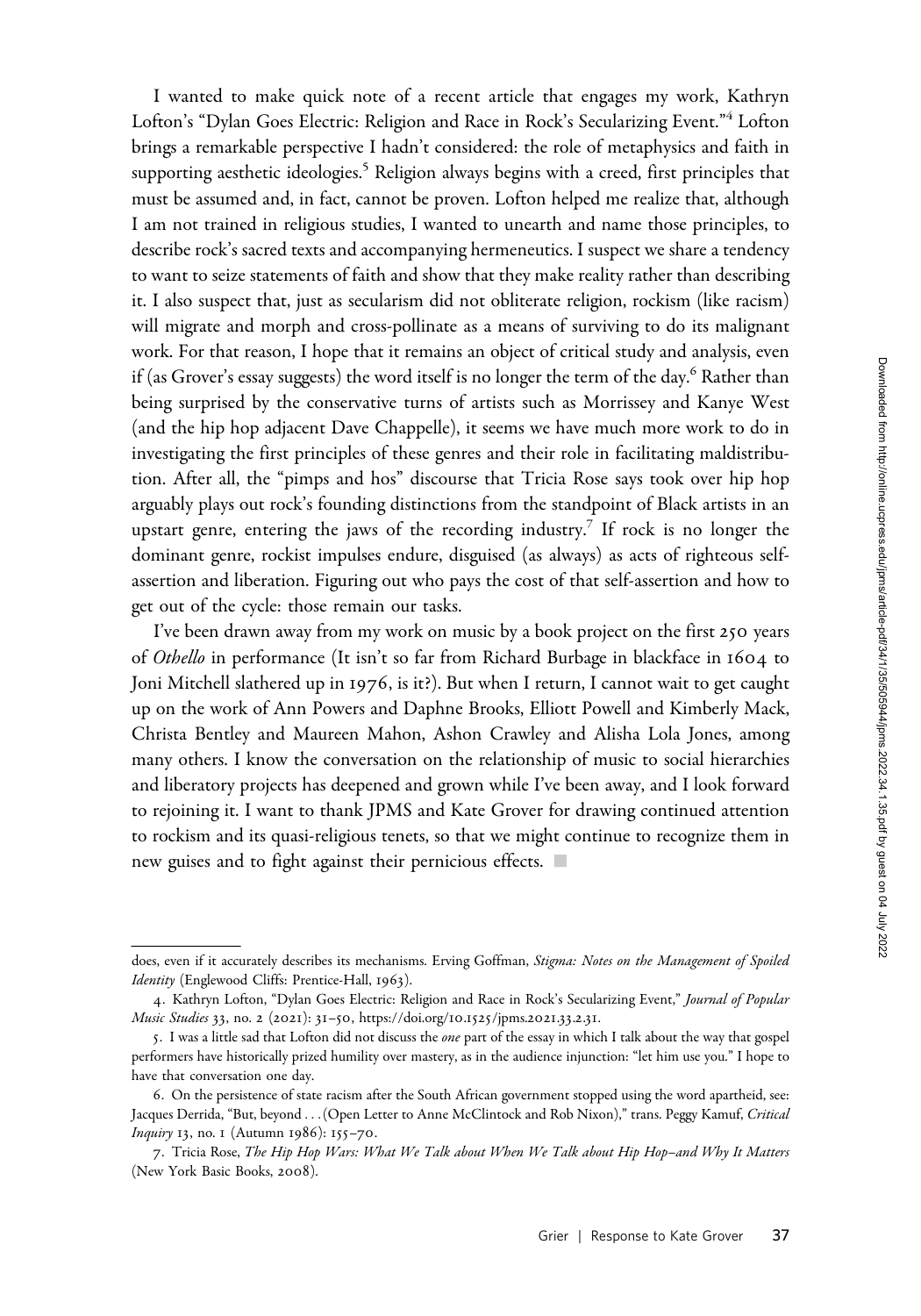I wanted to make quick note of a recent article that engages my work, Kathryn Lofton's "Dylan Goes Electric: Religion and Race in Rock's Secularizing Event."[4] Lofton brings a remarkable perspective I hadn't considered: the role of metaphysics and faith in supporting aesthetic ideologies.[5] Religion always begins with a creed, first principles that must be assumed and, in fact, cannot be proven. Lofton helped me realize that, although I am not trained in religious studies, I wanted to unearth and name those principles, to describe rock's sacred texts and accompanying hermeneutics. I suspect we share a tendency to want to seize statements of faith and show that they make reality rather than describing it. I also suspect that, just as secularism did not obliterate religion, rockism (like racism) will migrate and morph and cross-pollinate as a means of surviving to do its malignant work. For that reason, I hope that it remains an object of critical study and analysis, even if (as Grover's essay suggests) the word itself is no longer the term of the day.[6] Rather than being surprised by the conservative turns of artists such as Morrissey and Kanye West (and the hip hop adjacent Dave Chappelle), it seems we have much more work to do in investigating the first principles of these genres and their role in facilitating maldistribution. After all, the "pimps and hos" discourse that Tricia Rose says took over hip hop arguably plays out rock's founding distinctions from the standpoint of Black artists in an upstart genre, entering the jaws of the recording industry.[7] If rock is no longer the dominant genre, rockist impulses endure, disguised (as always) as acts of righteous self-assertion and liberation. Figuring out who pays the cost of that self-assertion and how to get out of the cycle: those remain our tasks.

I've been drawn away from my work on music by a book project on the first 250 years of *Othello* in performance (It isn't so far from Richard Burbage in blackface in 1604 to Joni Mitchell slathered up in 1976, is it?). But when I return, I cannot wait to get caught up on the work of Ann Powers and Daphne Brooks, Elliott Powell and Kimberly Mack, Christa Bentley and Maureen Mahon, Ashon Crawley and Alisha Lola Jones, among many others. I know the conversation on the relationship of music to social hierarchies and liberatory projects has deepened and grown while I've been away, and I look forward to rejoining it. I want to thank JPMS and Kate Grover for drawing continued attention to rockism and its quasi-religious tenets, so that we might continue to recognize them in new guises and to fight against their pernicious effects. ■

---

does, even if it accurately describes its mechanisms. Erving Goffman, *Stigma: Notes on the Management of Spoiled Identity* (Englewood Cliffs: Prentice-Hall, 1963).

4. Kathryn Lofton, "Dylan Goes Electric: Religion and Race in Rock's Secularizing Event," *Journal of Popular Music Studies* 33, no. 2 (2021): 31–50, https://doi.org/10.1525/jpms.2021.33.2.31.

5. I was a little sad that Lofton did not discuss the *one* part of the essay in which I talk about the way that gospel performers have historically prized humility over mastery, as in the audience injunction: "let him use you." I hope to have that conversation one day.

6. On the persistence of state racism after the South African government stopped using the word apartheid, see: Jacques Derrida, "But, beyond . . . (Open Letter to Anne McClintock and Rob Nixon)," trans. Peggy Kamuf, *Critical Inquiry* 13, no. 1 (Autumn 1986): 155–70.

7. Tricia Rose, *The Hip Hop Wars: What We Talk about When We Talk about Hip Hop–and Why It Matters* (New York Basic Books, 2008).